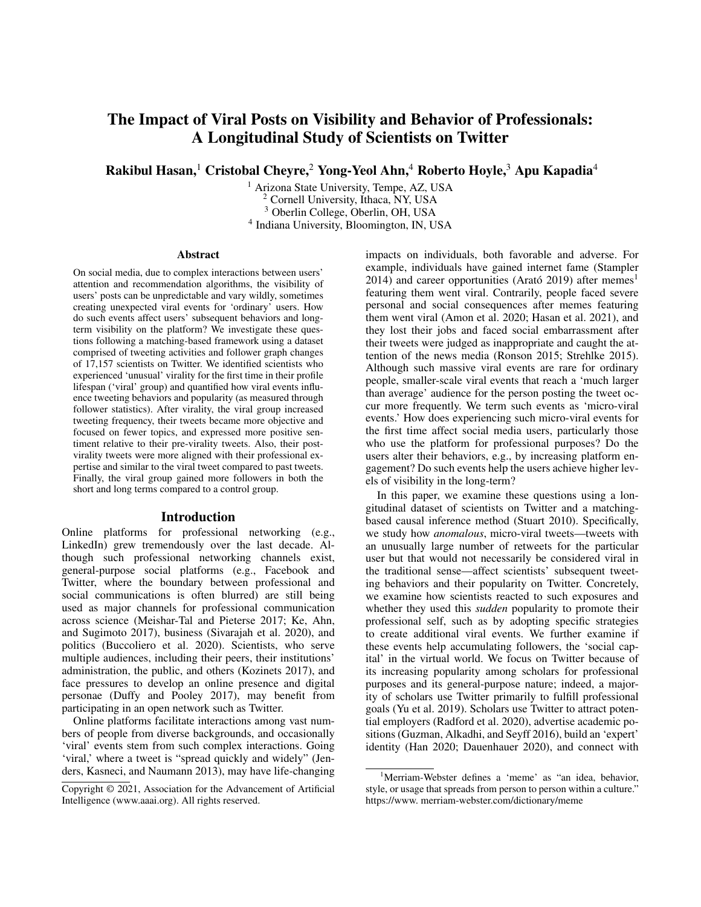# The Impact of Viral Posts on Visibility and Behavior of Professionals: A Longitudinal Study of Scientists on Twitter

**Rakibul Hasan,[1] Cristobal Cheyre,[2] Yong-Yeol Ahn,[4] Roberto Hoyle,[3] Apu Kapadia[4]**

[1] Arizona State University, Tempe, AZ, USA
[2] Cornell University, Ithaca, NY, USA
[3] Oberlin College, Oberlin, OH, USA
[4] Indiana University, Bloomington, IN, USA

## Abstract

On social media, due to complex interactions between users' attention and recommendation algorithms, the visibility of users' posts can be unpredictable and vary wildly, sometimes creating unexpected viral events for 'ordinary' users. How do such events affect users' subsequent behaviors and long-term visibility on the platform? We investigate these questions following a matching-based framework using a dataset comprised of tweeting activities and follower graph changes of 17,157 scientists on Twitter. We identified scientists who experienced 'unusual' virality for the first time in their profile lifespan ('viral' group) and quantified how viral events influence tweeting behaviors and popularity (as measured through follower statistics). After virality, the viral group increased tweeting frequency, their tweets became more objective and focused on fewer topics, and expressed more positive sentiment relative to their pre-virality tweets. Also, their post-virality tweets were more aligned with their professional expertise and similar to the viral tweet compared to past tweets. Finally, the viral group gained more followers in both the short and long terms compared to a control group.

## Introduction

Online platforms for professional networking (e.g., LinkedIn) grew tremendously over the last decade. Although such professional networking channels exist, general-purpose social platforms (e.g., Facebook and Twitter, where the boundary between professional and social communications is often blurred) are still being used as major channels for professional communication across science (Meishar-Tal and Pieterse 2017; Ke, Ahn, and Sugimoto 2017), business (Sivarajah et al. 2020), and politics (Buccoliero et al. 2020). Scientists, who serve multiple audiences, including their peers, their institutions' administration, the public, and others (Kozinets 2017), and face pressures to develop an online presence and digital personae (Duffy and Pooley 2017), may benefit from participating in an open network such as Twitter.

Online platforms facilitate interactions among vast numbers of people from diverse backgrounds, and occasionally 'viral' events stem from such complex interactions. Going 'viral,' where a tweet is "spread quickly and widely" (Jenders, Kasneci, and Naumann 2013), may have life-changing impacts on individuals, both favorable and adverse. For example, individuals have gained internet fame (Stampler 2014) and career opportunities (Arató 2019) after memes[1] featuring them went viral. Contrarily, people faced severe personal and social consequences after memes featuring them went viral (Amon et al. 2020; Hasan et al. 2021), and they lost their jobs and faced social embarrassment after their tweets were judged as inappropriate and caught the attention of the news media (Ronson 2015; Strehlke 2015). Although such massive viral events are rare for ordinary people, smaller-scale viral events that reach a 'much larger than average' audience for the person posting the tweet occur more frequently. We term such events as 'micro-viral events.' How does experiencing such micro-viral events for the first time affect social media users, particularly those who use the platform for professional purposes? Do the users alter their behaviors, e.g., by increasing platform engagement? Do such events help the users achieve higher levels of visibility in the long-term?

In this paper, we examine these questions using a longitudinal dataset of scientists on Twitter and a matching-based causal inference method (Stuart 2010). Specifically, we study how *anomalous*, micro-viral tweets—tweets with an unusually large number of retweets for the particular user but that would not necessarily be considered viral in the traditional sense—affect scientists' subsequent tweeting behaviors and their popularity on Twitter. Concretely, we examine how scientists reacted to such exposures and whether they used this *sudden* popularity to promote their professional self, such as by adopting specific strategies to create additional viral events. We further examine if these events help accumulating followers, the 'social capital' in the virtual world. We focus on Twitter because of its increasing popularity among scholars for professional purposes and its general-purpose nature; indeed, a majority of scholars use Twitter primarily to fulfill professional goals (Yu et al. 2019). Scholars use Twitter to attract potential employers (Radford et al. 2020), advertise academic positions (Guzman, Alkadhi, and Seyff 2016), build an 'expert' identity (Han 2020; Dauenhauer 2020), and connect with

[1] Merriam-Webster defines a 'meme' as "an idea, behavior, style, or usage that spreads from person to person within a culture." https://www.merriam-webster.com/dictionary/meme

Copyright © 2021, Association for the Advancement of Artificial Intelligence (www.aaai.org). All rights reserved.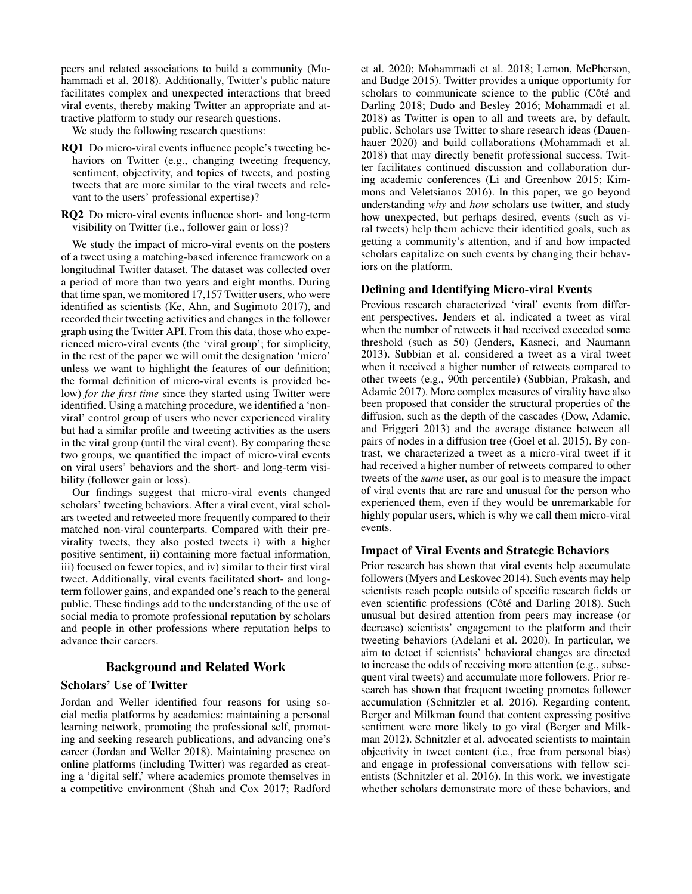peers and related associations to build a community (Mohammadi et al. 2018). Additionally, Twitter's public nature facilitates complex and unexpected interactions that breed viral events, thereby making Twitter an appropriate and attractive platform to study our research questions.

We study the following research questions:

**RQ1** Do micro-viral events influence people's tweeting behaviors on Twitter (e.g., changing tweeting frequency, sentiment, objectivity, and topics of tweets, and posting tweets that are more similar to the viral tweets and relevant to the users' professional expertise)?

**RQ2** Do micro-viral events influence short- and long-term visibility on Twitter (i.e., follower gain or loss)?

We study the impact of micro-viral events on the posters of a tweet using a matching-based inference framework on a longitudinal Twitter dataset. The dataset was collected over a period of more than two years and eight months. During that time span, we monitored 17,157 Twitter users, who were identified as scientists (Ke, Ahn, and Sugimoto 2017), and recorded their tweeting activities and changes in the follower graph using the Twitter API. From this data, those who experienced micro-viral events (the 'viral group'; for simplicity, in the rest of the paper we will omit the designation 'micro' unless we want to highlight the features of our definition; the formal definition of micro-viral events is provided below) *for the first time* since they started using Twitter were identified. Using a matching procedure, we identified a 'non-viral' control group of users who never experienced virality but had a similar profile and tweeting activities as the users in the viral group (until the viral event). By comparing these two groups, we quantified the impact of micro-viral events on viral users' behaviors and the short- and long-term visibility (follower gain or loss).

Our findings suggest that micro-viral events changed scholars' tweeting behaviors. After a viral event, viral scholars tweeted and retweeted more frequently compared to their matched non-viral counterparts. Compared with their pre-virality tweets, they also posted tweets i) with a higher positive sentiment, ii) containing more factual information, iii) focused on fewer topics, and iv) similar to their first viral tweet. Additionally, viral events facilitated short- and long-term follower gains, and expanded one's reach to the general public. These findings add to the understanding of the use of social media to promote professional reputation by scholars and people in other professions where reputation helps to advance their careers.

## Background and Related Work

### Scholars' Use of Twitter

Jordan and Weller identified four reasons for using social media platforms by academics: maintaining a personal learning network, promoting the professional self, promoting and seeking research publications, and advancing one's career (Jordan and Weller 2018). Maintaining presence on online platforms (including Twitter) was regarded as creating a 'digital self,' where academics promote themselves in a competitive environment (Shah and Cox 2017; Radford et al. 2020; Mohammadi et al. 2018; Lemon, McPherson, and Budge 2015). Twitter provides a unique opportunity for scholars to communicate science to the public (Côté and Darling 2018; Dudo and Besley 2016; Mohammadi et al. 2018) as Twitter is open to all and tweets are, by default, public. Scholars use Twitter to share research ideas (Dauenhauer 2020) and build collaborations (Mohammadi et al. 2018) that may directly benefit professional success. Twitter facilitates continued discussion and collaboration during academic conferences (Li and Greenhow 2015; Kimmons and Veletsianos 2016). In this paper, we go beyond understanding *why* and *how* scholars use twitter, and study how unexpected, but perhaps desired, events (such as viral tweets) help them achieve their identified goals, such as getting a community's attention, and if and how impacted scholars capitalize on such events by changing their behaviors on the platform.

### Defining and Identifying Micro-viral Events

Previous research characterized 'viral' events from different perspectives. Jenders et al. indicated a tweet as viral when the number of retweets it had received exceeded some threshold (such as 50) (Jenders, Kasneci, and Naumann 2013). Subbian et al. considered a tweet as a viral tweet when it received a higher number of retweets compared to other tweets (e.g., 90th percentile) (Subbian, Prakash, and Adamic 2017). More complex measures of virality have also been proposed that consider the structural properties of the diffusion, such as the depth of the cascades (Dow, Adamic, and Friggeri 2013) and the average distance between all pairs of nodes in a diffusion tree (Goel et al. 2015). By contrast, we characterized a tweet as a micro-viral tweet if it had received a higher number of retweets compared to other tweets of the *same* user, as our goal is to measure the impact of viral events that are rare and unusual for the person who experienced them, even if they would be unremarkable for highly popular users, which is why we call them micro-viral events.

### Impact of Viral Events and Strategic Behaviors

Prior research has shown that viral events help accumulate followers (Myers and Leskovec 2014). Such events may help scientists reach people outside of specific research fields or even scientific professions (Côté and Darling 2018). Such unusual but desired attention from peers may increase (or decrease) scientists' engagement to the platform and their tweeting behaviors (Adelani et al. 2020). In particular, we aim to detect if scientists' behavioral changes are directed to increase the odds of receiving more attention (e.g., subsequent viral tweets) and accumulate more followers. Prior research has shown that frequent tweeting promotes follower accumulation (Schnitzler et al. 2016). Regarding content, Berger and Milkman found that content expressing positive sentiment were more likely to go viral (Berger and Milkman 2012). Schnitzler et al. advocated scientists to maintain objectivity in tweet content (i.e., free from personal bias) and engage in professional conversations with fellow scientists (Schnitzler et al. 2016). In this work, we investigate whether scholars demonstrate more of these behaviors, and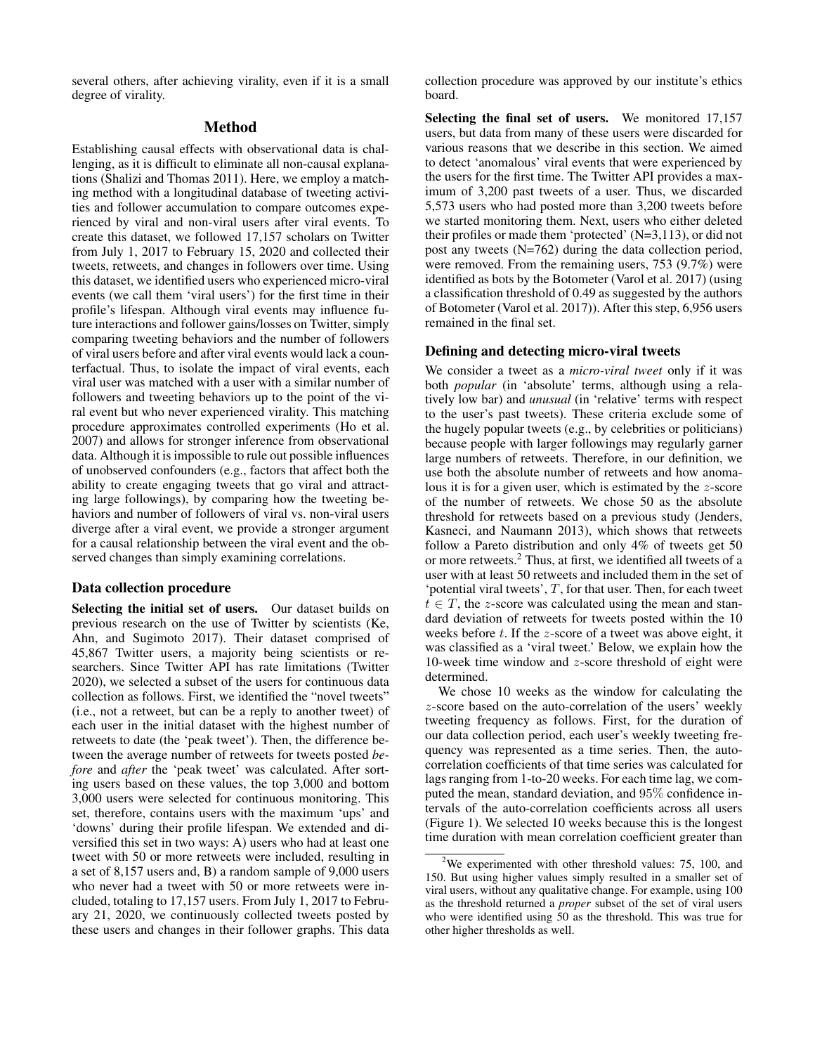several others, after achieving virality, even if it is a small degree of virality.

## Method

Establishing causal effects with observational data is challenging, as it is difficult to eliminate all non-causal explanations (Shalizi and Thomas 2011). Here, we employ a matching method with a longitudinal database of tweeting activities and follower accumulation to compare outcomes experienced by viral and non-viral users after viral events. To create this dataset, we followed 17,157 scholars on Twitter from July 1, 2017 to February 15, 2020 and collected their tweets, retweets, and changes in followers over time. Using this dataset, we identified users who experienced micro-viral events (we call them 'viral users') for the first time in their profile's lifespan. Although viral events may influence future interactions and follower gains/losses on Twitter, simply comparing tweeting behaviors and the number of followers of viral users before and after viral events would lack a counterfactual. Thus, to isolate the impact of viral events, each viral user was matched with a user with a similar number of followers and tweeting behaviors up to the point of the viral event but who never experienced virality. This matching procedure approximates controlled experiments (Ho et al. 2007) and allows for stronger inference from observational data. Although it is impossible to rule out possible influences of unobserved confounders (e.g., factors that affect both the ability to create engaging tweets that go viral and attracting large followings), by comparing how the tweeting behaviors and number of followers of viral vs. non-viral users diverge after a viral event, we provide a stronger argument for a causal relationship between the viral event and the observed changes than simply examining correlations.

### Data collection procedure

**Selecting the initial set of users.** Our dataset builds on previous research on the use of Twitter by scientists (Ke, Ahn, and Sugimoto 2017). Their dataset comprised of 45,867 Twitter users, a majority being scientists or researchers. Since Twitter API has rate limitations (Twitter 2020), we selected a subset of the users for continuous data collection as follows. First, we identified the "novel tweets" (i.e., not a retweet, but can be a reply to another tweet) of each user in the initial dataset with the highest number of retweets to date (the 'peak tweet'). Then, the difference between the average number of retweets for tweets posted *before* and *after* the 'peak tweet' was calculated. After sorting users based on these values, the top 3,000 and bottom 3,000 users were selected for continuous monitoring. This set, therefore, contains users with the maximum 'ups' and 'downs' during their profile lifespan. We extended and diversified this set in two ways: A) users who had at least one tweet with 50 or more retweets were included, resulting in a set of 8,157 users and, B) a random sample of 9,000 users who never had a tweet with 50 or more retweets were included, totaling to 17,157 users. From July 1, 2017 to February 21, 2020, we continuously collected tweets posted by these users and changes in their follower graphs. This data collection procedure was approved by our institute's ethics board.

**Selecting the final set of users.** We monitored 17,157 users, but data from many of these users were discarded for various reasons that we describe in this section. We aimed to detect 'anomalous' viral events that were experienced by the users for the first time. The Twitter API provides a maximum of 3,200 past tweets of a user. Thus, we discarded 5,573 users who had posted more than 3,200 tweets before we started monitoring them. Next, users who either deleted their profiles or made them 'protected' (N=3,113), or did not post any tweets (N=762) during the data collection period, were removed. From the remaining users, 753 (9.7%) were identified as bots by the Botometer (Varol et al. 2017) (using a classification threshold of 0.49 as suggested by the authors of Botometer (Varol et al. 2017)). After this step, 6,956 users remained in the final set.

### Defining and detecting micro-viral tweets

We consider a tweet as a *micro-viral tweet* only if it was both *popular* (in 'absolute' terms, although using a relatively low bar) and *unusual* (in 'relative' terms with respect to the user's past tweets). These criteria exclude some of the hugely popular tweets (e.g., by celebrities or politicians) because people with larger followings may regularly garner large numbers of retweets. Therefore, in our definition, we use both the absolute number of retweets and how anomalous it is for a given user, which is estimated by the $z$-score of the number of retweets. We chose 50 as the absolute threshold for retweets based on a previous study (Jenders, Kasneci, and Naumann 2013), which shows that retweets follow a Pareto distribution and only 4% of tweets get 50 or more retweets.[2] Thus, at first, we identified all tweets of a user with at least 50 retweets and included them in the set of 'potential viral tweets', $T$, for that user. Then, for each tweet $t \in T$, the $z$-score was calculated using the mean and standard deviation of retweets for tweets posted within the 10 weeks before $t$. If the $z$-score of a tweet was above eight, it was classified as a 'viral tweet.' Below, we explain how the 10-week time window and $z$-score threshold of eight were determined.

We chose 10 weeks as the window for calculating the $z$-score based on the auto-correlation of the users' weekly tweeting frequency as follows. First, for the duration of our data collection period, each user's weekly tweeting frequency was represented as a time series. Then, the auto-correlation coefficients of that time series was calculated for lags ranging from 1-to-20 weeks. For each time lag, we computed the mean, standard deviation, and 95% confidence intervals of the auto-correlation coefficients across all users (Figure 1). We selected 10 weeks because this is the longest time duration with mean correlation coefficient greater than

[2] We experimented with other threshold values: 75, 100, and 150. But using higher values simply resulted in a smaller set of viral users, without any qualitative change. For example, using 100 as the threshold returned a *proper* subset of the set of viral users who were identified using 50 as the threshold. This was true for other higher thresholds as well.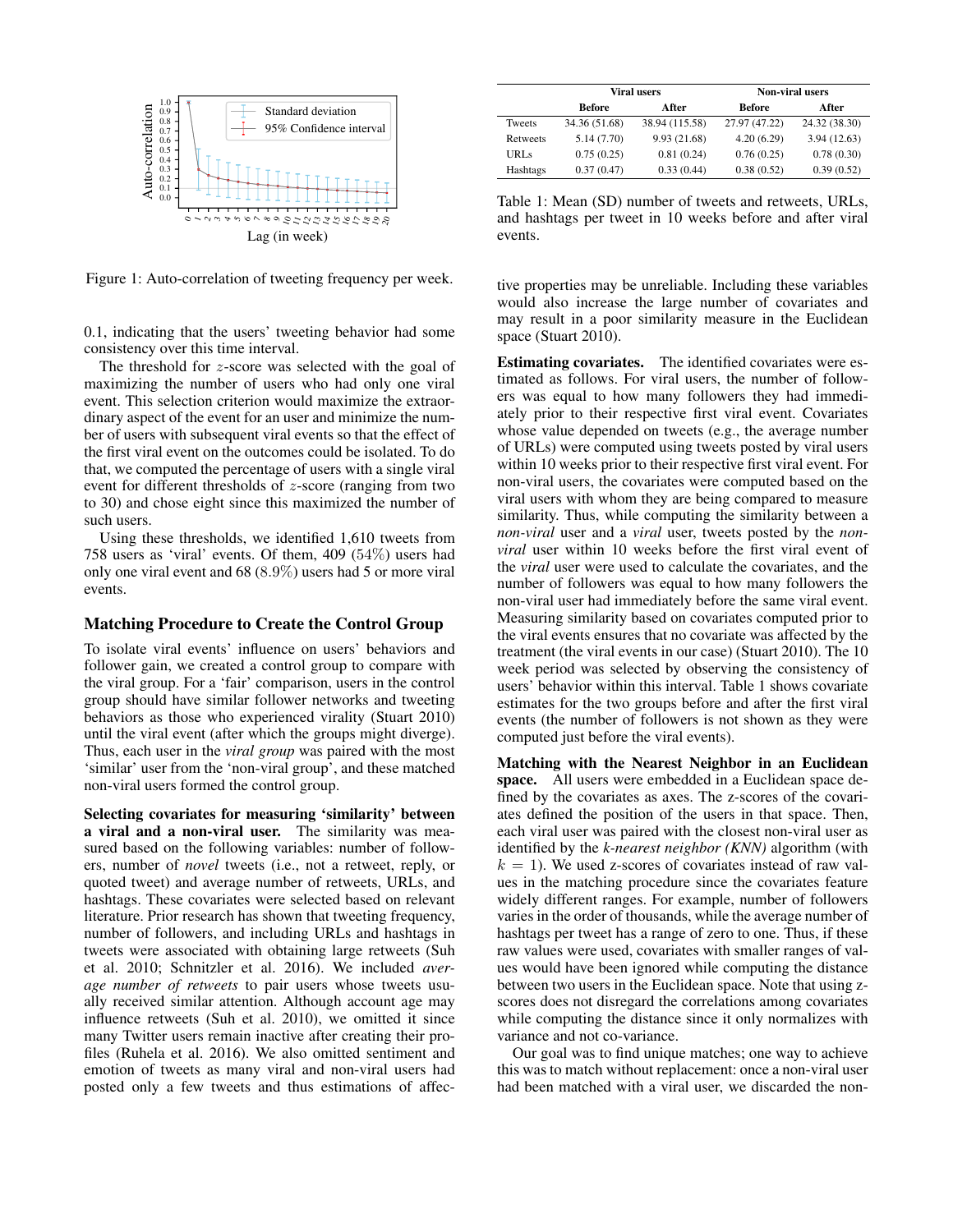Figure 1: Auto-correlation of tweeting frequency per week.

0.1, indicating that the users' tweeting behavior had some consistency over this time interval.

The threshold for $z$-score was selected with the goal of maximizing the number of users who had only one viral event. This selection criterion would maximize the extraordinary aspect of the event for an user and minimize the number of users with subsequent viral events so that the effect of the first viral event on the outcomes could be isolated. To do that, we computed the percentage of users with a single viral event for different thresholds of $z$-score (ranging from two to 30) and chose eight since this maximized the number of such users.

Using these thresholds, we identified 1,610 tweets from 758 users as 'viral' events. Of them, 409 ($54\%$) users had only one viral event and 68 ($8.9\%$) users had 5 or more viral events.

### Matching Procedure to Create the Control Group

To isolate viral events' influence on users' behaviors and follower gain, we created a control group to compare with the viral group. For a 'fair' comparison, users in the control group should have similar follower networks and tweeting behaviors as those who experienced virality (Stuart 2010) until the viral event (after which the groups might diverge). Thus, each user in the *viral group* was paired with the most 'similar' user from the 'non-viral group', and these matched non-viral users formed the control group.

**Selecting covariates for measuring 'similarity' between a viral and a non-viral user.** The similarity was measured based on the following variables: number of followers, number of *novel* tweets (i.e., not a retweet, reply, or quoted tweet) and average number of retweets, URLs, and hashtags. These covariates were selected based on relevant literature. Prior research has shown that tweeting frequency, number of followers, and including URLs and hashtags in tweets were associated with obtaining large retweets (Suh et al. 2010; Schnitzler et al. 2016). We included *average number of retweets* to pair users whose tweets usually received similar attention. Although account age may influence retweets (Suh et al. 2010), we omitted it since many Twitter users remain inactive after creating their profiles (Ruhela et al. 2016). We also omitted sentiment and emotion of tweets as many viral and non-viral users had posted only a few tweets and thus estimations of affective properties may be unreliable. Including these variables would also increase the large number of covariates and may result in a poor similarity measure in the Euclidean space (Stuart 2010).

| | Viral users | | Non-viral users | |
|---|---|---|---|---|
| | Before | After | Before | After |
| Tweets | 34.36 (51.68) | 38.94 (115.58) | 27.97 (47.22) | 24.32 (38.30) |
| Retweets | 5.14 (7.70) | 9.93 (21.68) | 4.20 (6.29) | 3.94 (12.63) |
| URLs | 0.75 (0.25) | 0.81 (0.24) | 0.76 (0.25) | 0.78 (0.30) |
| Hashtags | 0.37 (0.47) | 0.33 (0.44) | 0.38 (0.52) | 0.39 (0.52) |

Table 1: Mean (SD) number of tweets and retweets, URLs, and hashtags per tweet in 10 weeks before and after viral events.

**Estimating covariates.** The identified covariates were estimated as follows. For viral users, the number of followers was equal to how many followers they had immediately prior to their respective first viral event. Covariates whose value depended on tweets (e.g., the average number of URLs) were computed using tweets posted by viral users within 10 weeks prior to their respective first viral event. For non-viral users, the covariates were computed based on the viral users with whom they are being compared to measure similarity. Thus, while computing the similarity between a *non-viral* user and a *viral* user, tweets posted by the *non-viral* user within 10 weeks before the first viral event of the *viral* user were used to calculate the covariates, and the number of followers was equal to how many followers the non-viral user had immediately before the same viral event. Measuring similarity based on covariates computed prior to the viral events ensures that no covariate was affected by the treatment (the viral events in our case) (Stuart 2010). The 10 week period was selected by observing the consistency of users' behavior within this interval. Table 1 shows covariate estimates for the two groups before and after the first viral events (the number of followers is not shown as they were computed just before the viral events).

**Matching with the Nearest Neighbor in an Euclidean space.** All users were embedded in a Euclidean space defined by the covariates as axes. The z-scores of the covariates defined the position of the users in that space. Then, each viral user was paired with the closest non-viral user as identified by the *k-nearest neighbor (KNN)* algorithm (with $k = 1$). We used z-scores of covariates instead of raw values in the matching procedure since the covariates feature widely different ranges. For example, number of followers varies in the order of thousands, while the average number of hashtags per tweet has a range of zero to one. Thus, if these raw values were used, covariates with smaller ranges of values would have been ignored while computing the distance between two users in the Euclidean space. Note that using z-scores does not disregard the correlations among covariates while computing the distance since it only normalizes with variance and not co-variance.

Our goal was to find unique matches; one way to achieve this was to match without replacement: once a non-viral user had been matched with a viral user, we discarded the non-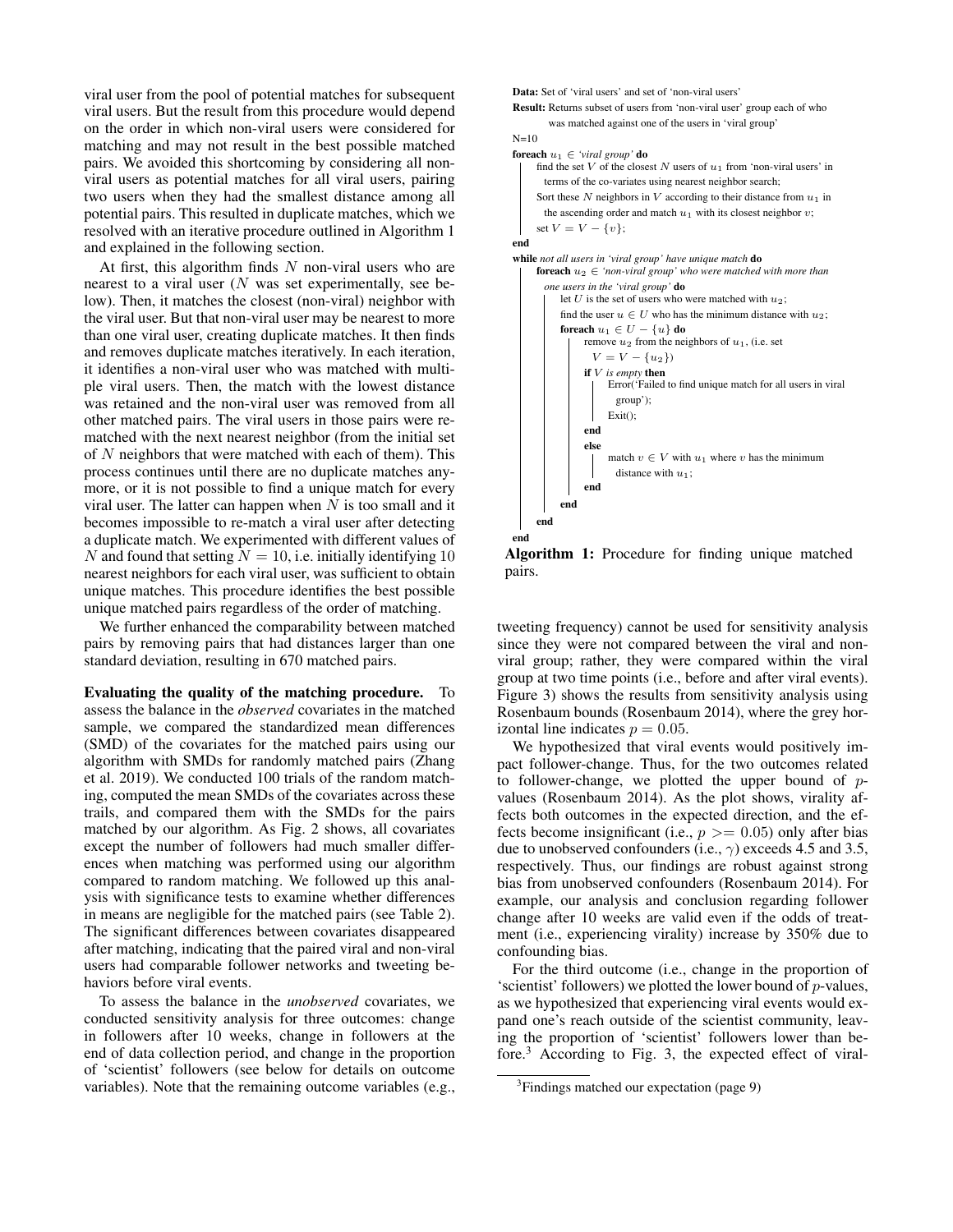viral user from the pool of potential matches for subsequent viral users. But the result from this procedure would depend on the order in which non-viral users were considered for matching and may not result in the best possible matched pairs. We avoided this shortcoming by considering all non-viral users as potential matches for all viral users, pairing two users when they had the smallest distance among all potential pairs. This resulted in duplicate matches, which we resolved with an iterative procedure outlined in Algorithm 1 and explained in the following section.

At first, this algorithm finds $N$ non-viral users who are nearest to a viral user ($N$ was set experimentally, see below). Then, it matches the closest (non-viral) neighbor with the viral user. But that non-viral user may be nearest to more than one viral user, creating duplicate matches. It then finds and removes duplicate matches iteratively. In each iteration, it identifies a non-viral user who was matched with multiple viral users. Then, the match with the lowest distance was retained and the non-viral user was removed from all other matched pairs. The viral users in those pairs were rematched with the next nearest neighbor (from the initial set of $N$ neighbors that were matched with each of them). This process continues until there are no duplicate matches anymore, or it is not possible to find a unique match for every viral user. The latter can happen when $N$ is too small and it becomes impossible to re-match a viral user after detecting a duplicate match. We experimented with different values of $N$ and found that setting $N = 10$, i.e. initially identifying 10 nearest neighbors for each viral user, was sufficient to obtain unique matches. This procedure identifies the best possible unique matched pairs regardless of the order of matching.

We further enhanced the comparability between matched pairs by removing pairs that had distances larger than one standard deviation, resulting in 670 matched pairs.

```
Data: Set of 'viral users' and set of 'non-viral users'
Result: Returns subset of users from 'non-viral user' group each of who
        was matched against one of the users in 'viral group'
N=10
foreach u1 ∈ 'viral group' do
    find the set V of the closest N users of u1 from 'non-viral users' in
      terms of the co-variates using nearest neighbor search;
    Sort these N neighbors in V according to their distance from u1 in
      the ascending order and match u1 with its closest neighbor v;
    set V = V − {v};
end
while not all users in 'viral group' have unique match do
    foreach u2 ∈ 'non-viral group' who were matched with more than
      one users in the 'viral group' do
        let U is the set of users who were matched with u2;
        find the user u ∈ U who has the minimum distance with u2;
        foreach u1 ∈ U − {u} do
            remove u2 from the neighbors of u1, (i.e. set
              V = V − {u2})
            if V is empty then
                Error('Failed to find unique match for all users in viral
                  group');
                Exit();
            end
            else
                match v ∈ V with u1 where v has the minimum
                  distance with u1;
            end
        end
    end
end
```

**Algorithm 1:** Procedure for finding unique matched pairs.

**Evaluating the quality of the matching procedure.** To assess the balance in the *observed* covariates in the matched sample, we compared the standardized mean differences (SMD) of the covariates for the matched pairs using our algorithm with SMDs for randomly matched pairs (Zhang et al. 2019). We conducted 100 trials of the random matching, computed the mean SMDs of the covariates across these trails, and compared them with the SMDs for the pairs matched by our algorithm. As Fig. 2 shows, all covariates except the number of followers had much smaller differences when matching was performed using our algorithm compared to random matching. We followed up this analysis with significance tests to examine whether differences in means are negligible for the matched pairs (see Table 2). The significant differences between covariates disappeared after matching, indicating that the paired viral and non-viral users had comparable follower networks and tweeting behaviors before viral events.

To assess the balance in the *unobserved* covariates, we conducted sensitivity analysis for three outcomes: change in followers after 10 weeks, change in followers at the end of data collection period, and change in the proportion of 'scientist' followers (see below for details on outcome variables). Note that the remaining outcome variables (e.g., tweeting frequency) cannot be used for sensitivity analysis since they were not compared between the viral and non-viral group; rather, they were compared within the viral group at two time points (i.e., before and after viral events). Figure 3) shows the results from sensitivity analysis using Rosenbaum bounds (Rosenbaum 2014), where the grey horizontal line indicates $p = 0.05$.

We hypothesized that viral events would positively impact follower-change. Thus, for the two outcomes related to follower-change, we plotted the upper bound of $p$-values (Rosenbaum 2014). As the plot shows, virality affects both outcomes in the expected direction, and the effects become insignificant (i.e., $p >= 0.05$) only after bias due to unobserved confounders (i.e., $\gamma$) exceeds 4.5 and 3.5, respectively. Thus, our findings are robust against strong bias from unobserved confounders (Rosenbaum 2014). For example, our analysis and conclusion regarding follower change after 10 weeks are valid even if the odds of treatment (i.e., experiencing virality) increase by 350% due to confounding bias.

For the third outcome (i.e., change in the proportion of 'scientist' followers) we plotted the lower bound of $p$-values, as we hypothesized that experiencing viral events would expand one's reach outside of the scientist community, leaving the proportion of 'scientist' followers lower than before.[3] According to Fig. 3, the expected effect of viral-

[3] Findings matched our expectation (page 9)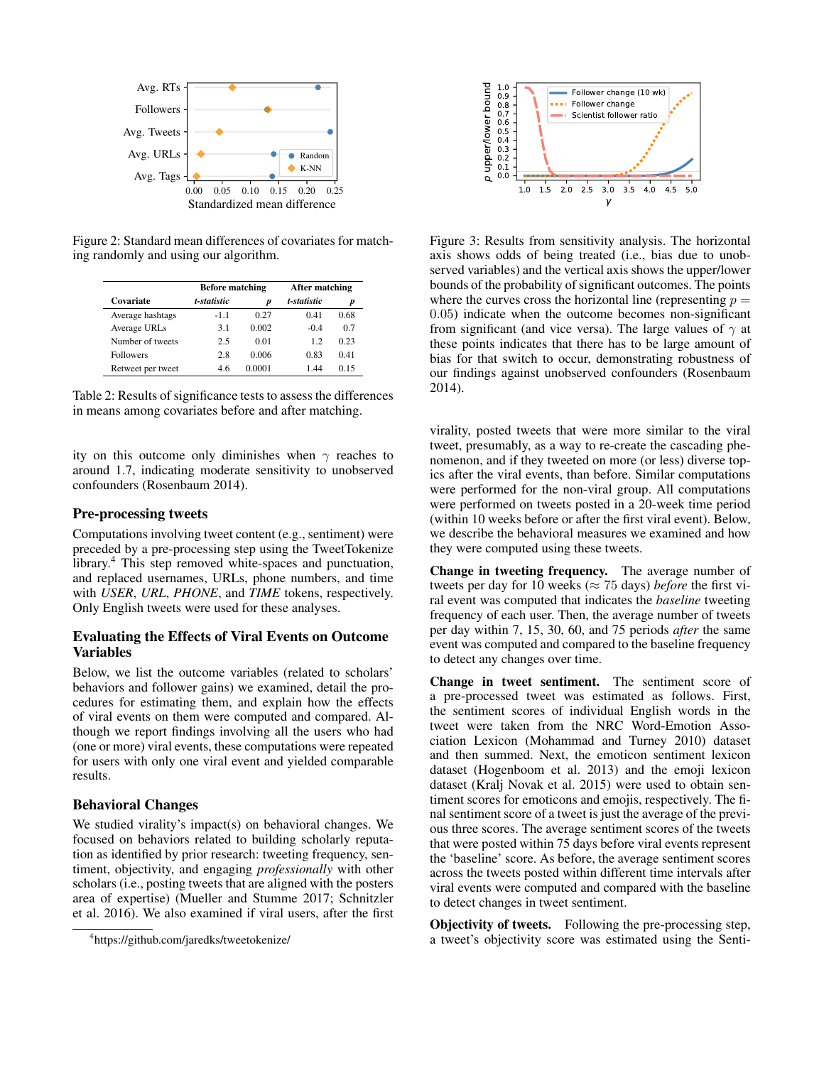Figure 2: Standard mean differences of covariates for matching randomly and using our algorithm.

| | Before matching | | After matching | |
|---|---|---|---|---|
| **Covariate** | *t-statistic* | *p* | *t-statistic* | *p* |
| Average hashtags | -1.1 | 0.27 | 0.41 | 0.68 |
| Average URLs | 3.1 | 0.002 | -0.4 | 0.7 |
| Number of tweets | 2.5 | 0.01 | 1.2 | 0.23 |
| Followers | 2.8 | 0.006 | 0.83 | 0.41 |
| Retweet per tweet | 4.6 | 0.0001 | 1.44 | 0.15 |

Table 2: Results of significance tests to assess the differences in means among covariates before and after matching.

ity on this outcome only diminishes when $\gamma$ reaches to around 1.7, indicating moderate sensitivity to unobserved confounders (Rosenbaum 2014).

## Pre-processing tweets

Computations involving tweet content (e.g., sentiment) were preceded by a pre-processing step using the TweetTokenize library.[4] This step removed white-spaces and punctuation, and replaced usernames, URLs, phone numbers, and time with *USER*, *URL*, *PHONE*, and *TIME* tokens, respectively. Only English tweets were used for these analyses.

## Evaluating the Effects of Viral Events on Outcome Variables

Below, we list the outcome variables (related to scholars' behaviors and follower gains) we examined, detail the procedures for estimating them, and explain how the effects of viral events on them were computed and compared. Although we report findings involving all the users who had (one or more) viral events, these computations were repeated for users with only one viral event and yielded comparable results.

## Behavioral Changes

We studied virality's impact(s) on behavioral changes. We focused on behaviors related to building scholarly reputation as identified by prior research: tweeting frequency, sentiment, objectivity, and engaging *professionally* with other scholars (i.e., posting tweets that are aligned with the posters area of expertise) (Mueller and Stumme 2017; Schnitzler et al. 2016). We also examined if viral users, after the first

[4]https://github.com/jaredks/tweetokenize/

Figure 3: Results from sensitivity analysis. The horizontal axis shows odds of being treated (i.e., bias due to unobserved variables) and the vertical axis shows the upper/lower bounds of the probability of significant outcomes. The points where the curves cross the horizontal line (representing $p = 0.05$) indicate when the outcome becomes non-significant from significant (and vice versa). The large values of $\gamma$ at these points indicates that there has to be large amount of bias for that switch to occur, demonstrating robustness of our findings against unobserved confounders (Rosenbaum 2014).

virality, posted tweets that were more similar to the viral tweet, presumably, as a way to re-create the cascading phenomenon, and if they tweeted on more (or less) diverse topics after the viral events, than before. Similar computations were performed for the non-viral group. All computations were performed on tweets posted in a 20-week time period (within 10 weeks before or after the first viral event). Below, we describe the behavioral measures we examined and how they were computed using these tweets.

**Change in tweeting frequency.** The average number of tweets per day for 10 weeks ($\approx$ 75 days) *before* the first viral event was computed that indicates the *baseline* tweeting frequency of each user. Then, the average number of tweets per day within 7, 15, 30, 60, and 75 periods *after* the same event was computed and compared to the baseline frequency to detect any changes over time.

**Change in tweet sentiment.** The sentiment score of a pre-processed tweet was estimated as follows. First, the sentiment scores of individual English words in the tweet were taken from the NRC Word-Emotion Association Lexicon (Mohammad and Turney 2010) dataset and then summed. Next, the emoticon sentiment lexicon dataset (Hogenboom et al. 2013) and the emoji lexicon dataset (Kralj Novak et al. 2015) were used to obtain sentiment scores for emoticons and emojis, respectively. The final sentiment score of a tweet is just the average of the previous three scores. The average sentiment scores of the tweets that were posted within 75 days before viral events represent the 'baseline' score. As before, the average sentiment scores across the tweets posted within different time intervals after viral events were computed and compared with the baseline to detect changes in tweet sentiment.

**Objectivity of tweets.** Following the pre-processing step, a tweet's objectivity score was estimated using the Senti-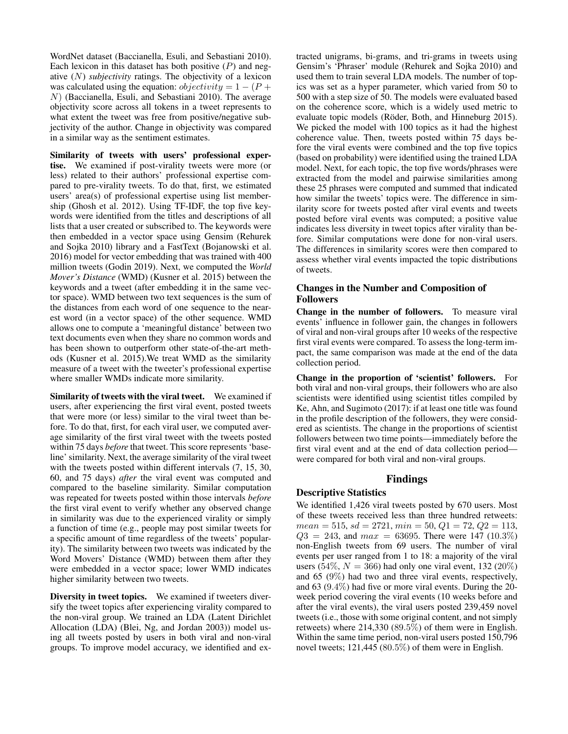WordNet dataset (Baccianella, Esuli, and Sebastiani 2010). Each lexicon in this dataset has both positive ($P$) and negative ($N$) *subjectivity* ratings. The objectivity of a lexicon was calculated using the equation: $objectivity = 1 - (P + N)$ (Baccianella, Esuli, and Sebastiani 2010). The average objectivity score across all tokens in a tweet represents to what extent the tweet was free from positive/negative subjectivity of the author. Change in objectivity was compared in a similar way as the sentiment estimates.

**Similarity of tweets with users' professional expertise.** We examined if post-virality tweets were more (or less) related to their authors' professional expertise compared to pre-virality tweets. To do that, first, we estimated users' area(s) of professional expertise using list membership (Ghosh et al. 2012). Using TF-IDF, the top five keywords were identified from the titles and descriptions of all lists that a user created or subscribed to. The keywords were then embedded in a vector space using Gensim (Rehurek and Sojka 2010) library and a FastText (Bojanowski et al. 2016) model for vector embedding that was trained with 400 million tweets (Godin 2019). Next, we computed the *World Mover's Distance* (WMD) (Kusner et al. 2015) between the keywords and a tweet (after embedding it in the same vector space). WMD between two text sequences is the sum of the distances from each word of one sequence to the nearest word (in a vector space) of the other sequence. WMD allows one to compute a 'meaningful distance' between two text documents even when they share no common words and has been shown to outperform other state-of-the-art methods (Kusner et al. 2015).We treat WMD as the similarity measure of a tweet with the tweeter's professional expertise where smaller WMDs indicate more similarity.

**Similarity of tweets with the viral tweet.** We examined if users, after experiencing the first viral event, posted tweets that were more (or less) similar to the viral tweet than before. To do that, first, for each viral user, we computed average similarity of the first viral tweet with the tweets posted within 75 days *before* that tweet. This score represents 'baseline' similarity. Next, the average similarity of the viral tweet with the tweets posted within different intervals (7, 15, 30, 60, and 75 days) *after* the viral event was computed and compared to the baseline similarity. Similar computation was repeated for tweets posted within those intervals *before* the first viral event to verify whether any observed change in similarity was due to the experienced virality or simply a function of time (e.g., people may post similar tweets for a specific amount of time regardless of the tweets' popularity). The similarity between two tweets was indicated by the Word Movers' Distance (WMD) between them after they were embedded in a vector space; lower WMD indicates higher similarity between two tweets.

**Diversity in tweet topics.** We examined if tweeters diversify the tweet topics after experiencing virality compared to the non-viral group. We trained an LDA (Latent Dirichlet Allocation (LDA) (Blei, Ng, and Jordan 2003)) model using all tweets posted by users in both viral and non-viral groups. To improve model accuracy, we identified and extracted unigrams, bi-grams, and tri-grams in tweets using Gensim's 'Phraser' module (Rehurek and Sojka 2010) and used them to train several LDA models. The number of topics was set as a hyper parameter, which varied from 50 to 500 with a step size of 50. The models were evaluated based on the coherence score, which is a widely used metric to evaluate topic models (Röder, Both, and Hinneburg 2015). We picked the model with 100 topics as it had the highest coherence value. Then, tweets posted within 75 days before the viral events were combined and the top five topics (based on probability) were identified using the trained LDA model. Next, for each topic, the top five words/phrases were extracted from the model and pairwise similarities among these 25 phrases were computed and summed that indicated how similar the tweets' topics were. The difference in similarity score for tweets posted after viral events and tweets posted before viral events was computed; a positive value indicates less diversity in tweet topics after virality than before. Similar computations were done for non-viral users. The differences in similarity scores were then compared to assess whether viral events impacted the topic distributions of tweets.

### Changes in the Number and Composition of Followers

**Change in the number of followers.** To measure viral events' influence in follower gain, the changes in followers of viral and non-viral groups after 10 weeks of the respective first viral events were compared. To assess the long-term impact, the same comparison was made at the end of the data collection period.

**Change in the proportion of 'scientist' followers.** For both viral and non-viral groups, their followers who are also scientists were identified using scientist titles compiled by Ke, Ahn, and Sugimoto (2017): if at least one title was found in the profile description of the followers, they were considered as scientists. The change in the proportions of scientist followers between two time points—immediately before the first viral event and at the end of data collection period—were compared for both viral and non-viral groups.

## Findings

### Descriptive Statistics

We identified 1,426 viral tweets posted by 670 users. Most of these tweets received less than three hundred retweets: $mean = 515$, $sd = 2721$, $min = 50$, $Q1 = 72$, $Q2 = 113$, $Q3 = 243$, and $max = 63695$. There were 147 (10.3%) non-English tweets from 69 users. The number of viral events per user ranged from 1 to 18: a majority of the viral users (54%, $N = 366$) had only one viral event, 132 (20%) and 65 (9%) had two and three viral events, respectively, and 63 (9.4%) had five or more viral events. During the 20-week period covering the viral events (10 weeks before and after the viral events), the viral users posted 239,459 novel tweets (i.e., those with some original content, and not simply retweets) where 214,330 (89.5%) of them were in English. Within the same time period, non-viral users posted 150,796 novel tweets; 121,445 (80.5%) of them were in English.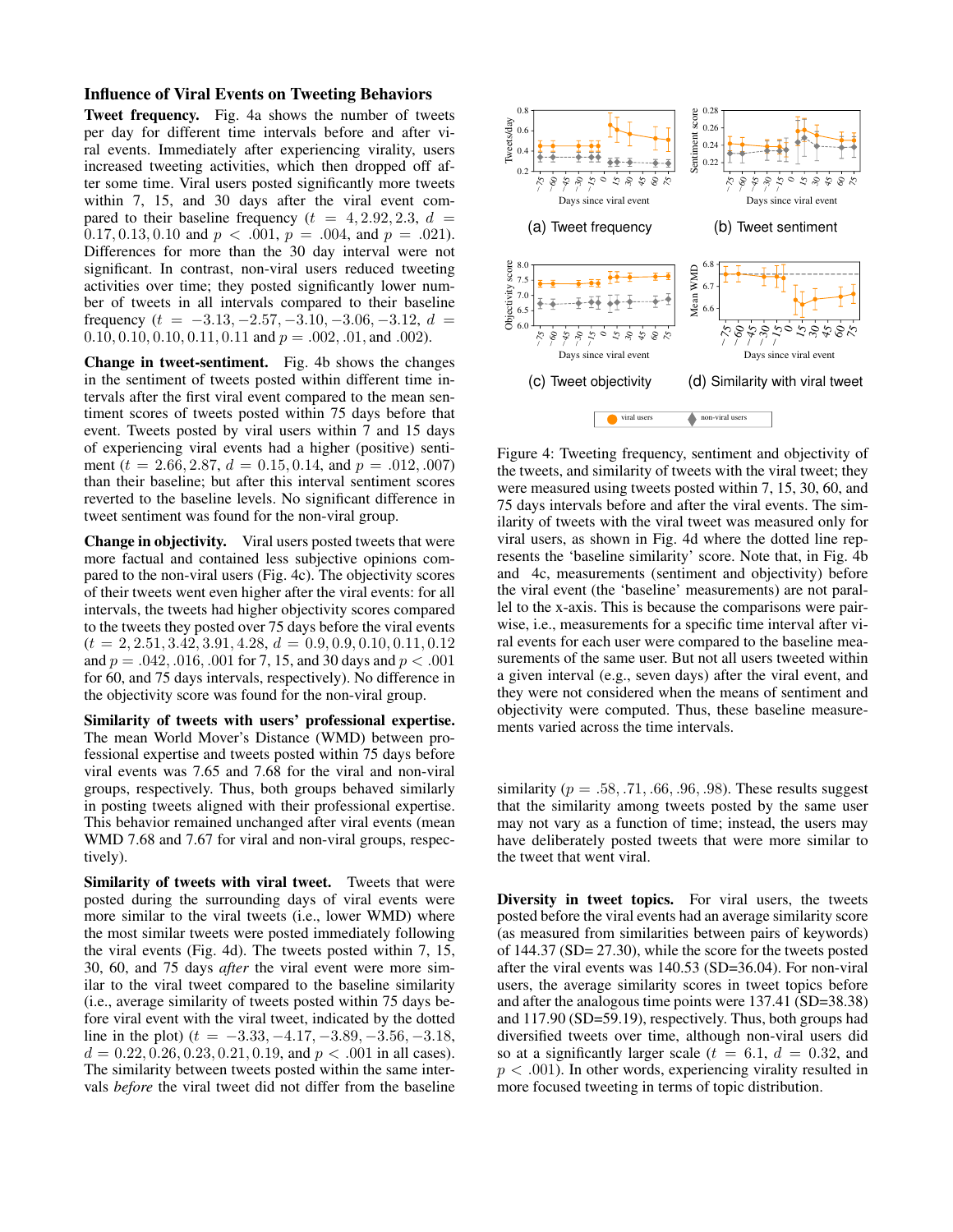## Influence of Viral Events on Tweeting Behaviors

**Tweet frequency.** Fig. 4a shows the number of tweets per day for different time intervals before and after viral events. Immediately after experiencing virality, users increased tweeting activities, which then dropped off after some time. Viral users posted significantly more tweets within 7, 15, and 30 days after the viral event compared to their baseline frequency ($t = 4, 2.92, 2.3$, $d = 0.17, 0.13, 0.10$ and $p < .001$, $p = .004$, and $p = .021$). Differences for more than the 30 day interval were not significant. In contrast, non-viral users reduced tweeting activities over time; they posted significantly lower number of tweets in all intervals compared to their baseline frequency ($t = -3.13, -2.57, -3.10, -3.06, -3.12$, $d = 0.10, 0.10, 0.10, 0.11, 0.11$ and $p = .002$, $.01$, and $.002$).

**Change in tweet-sentiment.** Fig. 4b shows the changes in the sentiment of tweets posted within different time intervals after the first viral event compared to the mean sentiment scores of tweets posted within 75 days before that event. Tweets posted by viral users within 7 and 15 days of experiencing viral events had a higher (positive) sentiment ($t = 2.66, 2.87$, $d = 0.15, 0.14$, and $p = .012, .007$) than their baseline; but after this interval sentiment scores reverted to the baseline levels. No significant difference in tweet sentiment was found for the non-viral group.

**Change in objectivity.** Viral users posted tweets that were more factual and contained less subjective opinions compared to the non-viral users (Fig. 4c). The objectivity scores of their tweets went even higher after the viral events: for all intervals, the tweets had higher objectivity scores compared to the tweets they posted over 75 days before the viral events ($t = 2, 2.51, 3.42, 3.91, 4.28$, $d = 0.9, 0.9, 0.10, 0.11, 0.12$ and $p = .042, .016, .001$ for 7, 15, and 30 days and $p < .001$ for 60, and 75 days intervals, respectively). No difference in the objectivity score was found for the non-viral group.

**Similarity of tweets with users' professional expertise.** The mean World Mover's Distance (WMD) between professional expertise and tweets posted within 75 days before viral events was 7.65 and 7.68 for the viral and non-viral groups, respectively. Thus, both groups behaved similarly in posting tweets aligned with their professional expertise. This behavior remained unchanged after viral events (mean WMD 7.68 and 7.67 for viral and non-viral groups, respectively).

**Similarity of tweets with viral tweet.** Tweets that were posted during the surrounding days of viral events were more similar to the viral tweets (i.e., lower WMD) where the most similar tweets were posted immediately following the viral events (Fig. 4d). The tweets posted within 7, 15, 30, 60, and 75 days *after* the viral event were more similar to the viral tweet compared to the baseline similarity (i.e., average similarity of tweets posted within 75 days before viral event with the viral tweet, indicated by the dotted line in the plot) ($t = -3.33, -4.17, -3.89, -3.56, -3.18$, $d = 0.22, 0.26, 0.23, 0.21, 0.19$, and $p < .001$ in all cases). The similarity between tweets posted within the same intervals *before* the viral tweet did not differ from the baseline similarity ($p = .58, .71, .66, .96, .98$). These results suggest that the similarity among tweets posted by the same user may not vary as a function of time; instead, the users may have deliberately posted tweets that were more similar to the tweet that went viral.

(a) Tweet frequency (b) Tweet sentiment (c) Tweet objectivity (d) Similarity with viral tweet

Figure 4: Tweeting frequency, sentiment and objectivity of the tweets, and similarity of tweets with the viral tweet; they were measured using tweets posted within 7, 15, 30, 60, and 75 days intervals before and after the viral events. The similarity of tweets with the viral tweet was measured only for viral users, as shown in Fig. 4d where the dotted line represents the 'baseline similarity' score. Note that, in Fig. 4b and 4c, measurements (sentiment and objectivity) before the viral event (the 'baseline' measurements) are not parallel to the x-axis. This is because the comparisons were pairwise, i.e., measurements for a specific time interval after viral events for each user were compared to the baseline measurements of the same user. But not all users tweeted within a given interval (e.g., seven days) after the viral event, and they were not considered when the means of sentiment and objectivity were computed. Thus, these baseline measurements varied across the time intervals.

**Diversity in tweet topics.** For viral users, the tweets posted before the viral events had an average similarity score (as measured from similarities between pairs of keywords) of 144.37 (SD= 27.30), while the score for the tweets posted after the viral events was 140.53 (SD=36.04). For non-viral users, the average similarity scores in tweet topics before and after the analogous time points were 137.41 (SD=38.38) and 117.90 (SD=59.19), respectively. Thus, both groups had diversified tweets over time, although non-viral users did so at a significantly larger scale ($t = 6.1$, $d = 0.32$, and $p < .001$). In other words, experiencing virality resulted in more focused tweeting in terms of topic distribution.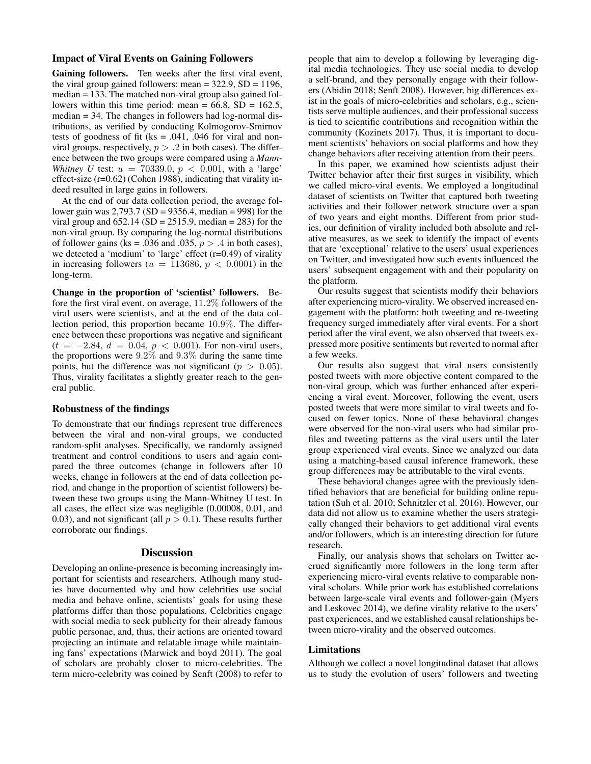### Impact of Viral Events on Gaining Followers

**Gaining followers.** Ten weeks after the first viral event, the viral group gained followers: mean = 322.9, SD = 1196, median = 133. The matched non-viral group also gained followers within this time period: mean = 66.8, SD = 162.5, median = 34. The changes in followers had log-normal distributions, as verified by conducting Kolmogorov-Smirnov tests of goodness of fit (ks = .041, .046 for viral and non-viral groups, respectively, $p > .2$ in both cases). The difference between the two groups were compared using a *Mann-Whitney U* test: $u = 70339.0$, $p < 0.001$, with a 'large' effect-size (r=0.62) (Cohen 1988), indicating that virality indeed resulted in large gains in followers.

At the end of our data collection period, the average follower gain was 2,793.7 (SD = 9356.4, median = 998) for the viral group and 652.14 (SD = 2515.9, median = 283) for the non-viral group. By comparing the log-normal distributions of follower gains (ks = .036 and .035, $p > .4$ in both cases), we detected a 'medium' to 'large' effect (r=0.49) of virality in increasing followers ($u = 113686$, $p < 0.0001$) in the long-term.

**Change in the proportion of 'scientist' followers.** Before the first viral event, on average, $11.2\%$ followers of the viral users were scientists, and at the end of the data collection period, this proportion became $10.9\%$. The difference between these proportions was negative and significant ($t = -2.84$, $d = 0.04$, $p < 0.001$). For non-viral users, the proportions were $9.2\%$ and $9.3\%$ during the same time points, but the difference was not significant ($p > 0.05$). Thus, virality facilitates a slightly greater reach to the general public.

### Robustness of the findings

To demonstrate that our findings represent true differences between the viral and non-viral groups, we conducted random-split analyses. Specifically, we randomly assigned treatment and control conditions to users and again compared the three outcomes (change in followers after 10 weeks, change in followers at the end of data collection period, and change in the proportion of scientist followers) between these two groups using the Mann-Whitney U test. In all cases, the effect size was negligible (0.00008, 0.01, and 0.03), and not significant (all $p > 0.1$). These results further corroborate our findings.

## Discussion

Developing an online-presence is becoming increasingly important for scientists and researchers. Atlhough many studies have documented why and how celebrities use social media and behave online, scientists' goals for using these platforms differ than those populations. Celebrities engage with social media to seek publicity for their already famous public personae, and, thus, their actions are oriented toward projecting an intimate and relatable image while maintaining fans' expectations (Marwick and boyd 2011). The goal of scholars are probably closer to micro-celebrities. The term micro-celebrity was coined by Senft (2008) to refer to people that aim to develop a following by leveraging digital media technologies. They use social media to develop a self-brand, and they personally engage with their followers (Abidin 2018; Senft 2008). However, big differences exist in the goals of micro-celebrities and scholars, e.g., scientists serve multiple audiences, and their professional success is tied to scientific contributions and recognition within the community (Kozinets 2017). Thus, it is important to document scientists' behaviors on social platforms and how they change behaviors after receiving attention from their peers.

In this paper, we examined how scientists adjust their Twitter behavior after their first surges in visibility, which we called micro-viral events. We employed a longitudinal dataset of scientists on Twitter that captured both tweeting activities and their follower network structure over a span of two years and eight months. Different from prior studies, our definition of virality included both absolute and relative measures, as we seek to identify the impact of events that are 'exceptional' relative to the users' usual experiences on Twitter, and investigated how such events influenced the users' subsequent engagement with and their popularity on the platform.

Our results suggest that scientists modify their behaviors after experiencing micro-virality. We observed increased engagement with the platform: both tweeting and re-tweeting frequency surged immediately after viral events. For a short period after the viral event, we also observed that tweets expressed more positive sentiments but reverted to normal after a few weeks.

Our results also suggest that viral users consistently posted tweets with more objective content compared to the non-viral group, which was further enhanced after experiencing a viral event. Moreover, following the event, users posted tweets that were more similar to viral tweets and focused on fewer topics. None of these behavioral changes were observed for the non-viral users who had similar profiles and tweeting patterns as the viral users until the later group experienced viral events. Since we analyzed our data using a matching-based causal inference framework, these group differences may be attributable to the viral events.

These behavioral changes agree with the previously identified behaviors that are beneficial for building online reputation (Suh et al. 2010; Schnitzler et al. 2016). However, our data did not allow us to examine whether the users strategically changed their behaviors to get additional viral events and/or followers, which is an interesting direction for future research.

Finally, our analysis shows that scholars on Twitter accrued significantly more followers in the long term after experiencing micro-viral events relative to comparable non-viral scholars. While prior work has established correlations between large-scale viral events and follower-gain (Myers and Leskovec 2014), we define virality relative to the users' past experiences, and we established causal relationships between micro-virality and the observed outcomes.

### Limitations

Although we collect a novel longitudinal dataset that allows us to study the evolution of users' followers and tweeting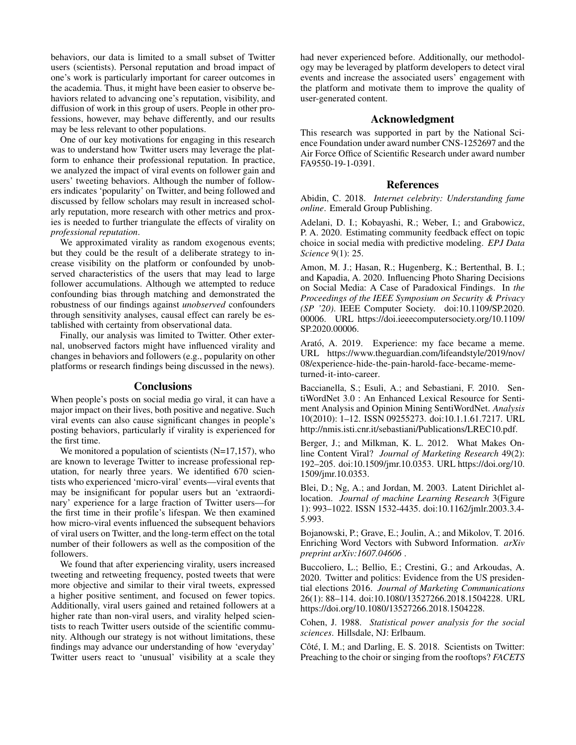behaviors, our data is limited to a small subset of Twitter users (scientists). Personal reputation and broad impact of one's work is particularly important for career outcomes in the academia. Thus, it might have been easier to observe behaviors related to advancing one's reputation, visibility, and diffusion of work in this group of users. People in other professions, however, may behave differently, and our results may be less relevant to other populations.

One of our key motivations for engaging in this research was to understand how Twitter users may leverage the platform to enhance their professional reputation. In practice, we analyzed the impact of viral events on follower gain and users' tweeting behaviors. Although the number of followers indicates 'popularity' on Twitter, and being followed and discussed by fellow scholars may result in increased scholarly reputation, more research with other metrics and proxies is needed to further triangulate the effects of virality on *professional reputation*.

We approximated virality as random exogenous events; but they could be the result of a deliberate strategy to increase visibility on the platform or confounded by unobserved characteristics of the users that may lead to large follower accumulations. Although we attempted to reduce confounding bias through matching and demonstrated the robustness of our findings against *unobserved* confounders through sensitivity analyses, causal effect can rarely be established with certainty from observational data.

Finally, our analysis was limited to Twitter. Other external, unobserved factors might have influenced virality and changes in behaviors and followers (e.g., popularity on other platforms or research findings being discussed in the news).

## Conclusions

When people's posts on social media go viral, it can have a major impact on their lives, both positive and negative. Such viral events can also cause significant changes in people's posting behaviors, particularly if virality is experienced for the first time.

We monitored a population of scientists (N=17,157), who are known to leverage Twitter to increase professional reputation, for nearly three years. We identified 670 scientists who experienced 'micro-viral' events—viral events that may be insignificant for popular users but an 'extraordinary' experience for a large fraction of Twitter users—for the first time in their profile's lifespan. We then examined how micro-viral events influenced the subsequent behaviors of viral users on Twitter, and the long-term effect on the total number of their followers as well as the composition of the followers.

We found that after experiencing virality, users increased tweeting and retweeting frequency, posted tweets that were more objective and similar to their viral tweets, expressed a higher positive sentiment, and focused on fewer topics. Additionally, viral users gained and retained followers at a higher rate than non-viral users, and virality helped scientists to reach Twitter users outside of the scientific community. Although our strategy is not without limitations, these findings may advance our understanding of how 'everyday' Twitter users react to 'unusual' visibility at a scale they had never experienced before. Additionally, our methodology may be leveraged by platform developers to detect viral events and increase the associated users' engagement with the platform and motivate them to improve the quality of user-generated content.

## Acknowledgment

This research was supported in part by the National Science Foundation under award number CNS-1252697 and the Air Force Office of Scientific Research under award number FA9550-19-1-0391.

## References

Abidin, C. 2018. *Internet celebrity: Understanding fame online*. Emerald Group Publishing.

Adelani, D. I.; Kobayashi, R.; Weber, I.; and Grabowicz, P. A. 2020. Estimating community feedback effect on topic choice in social media with predictive modeling. *EPJ Data Science* 9(1): 25.

Amon, M. J.; Hasan, R.; Hugenberg, K.; Bertenthal, B. I.; and Kapadia, A. 2020. Influencing Photo Sharing Decisions on Social Media: A Case of Paradoxical Findings. In *the Proceedings of the IEEE Symposium on Security & Privacy (SP '20)*. IEEE Computer Society. doi:10.1109/SP.2020.00006. URL https://doi.ieeecomputersociety.org/10.1109/SP.2020.00006.

Arató, A. 2019. Experience: my face became a meme. URL https://www.theguardian.com/lifeandstyle/2019/nov/08/experience-hide-the-pain-harold-face-became-meme-turned-it-into-career.

Baccianella, S.; Esuli, A.; and Sebastiani, F. 2010. SentiWordNet 3.0 : An Enhanced Lexical Resource for Sentiment Analysis and Opinion Mining SentiWordNet. *Analysis* 10(2010): 1–12. ISSN 09255273. doi:10.1.1.61.7217. URL http://nmis.isti.cnr.it/sebastiani/Publications/LREC10.pdf.

Berger, J.; and Milkman, K. L. 2012. What Makes Online Content Viral? *Journal of Marketing Research* 49(2): 192–205. doi:10.1509/jmr.10.0353. URL https://doi.org/10.1509/jmr.10.0353.

Blei, D.; Ng, A.; and Jordan, M. 2003. Latent Dirichlet allocation. *Journal of machine Learning Research* 3(Figure 1): 993–1022. ISSN 1532-4435. doi:10.1162/jmlr.2003.3.4-5.993.

Bojanowski, P.; Grave, E.; Joulin, A.; and Mikolov, T. 2016. Enriching Word Vectors with Subword Information. *arXiv preprint arXiv:1607.04606* .

Buccoliero, L.; Bellio, E.; Crestini, G.; and Arkoudas, A. 2020. Twitter and politics: Evidence from the US presidential elections 2016. *Journal of Marketing Communications* 26(1): 88–114. doi:10.1080/13527266.2018.1504228. URL https://doi.org/10.1080/13527266.2018.1504228.

Cohen, J. 1988. *Statistical power analysis for the social sciences*. Hillsdale, NJ: Erlbaum.

Côté, I. M.; and Darling, E. S. 2018. Scientists on Twitter: Preaching to the choir or singing from the rooftops? *FACETS*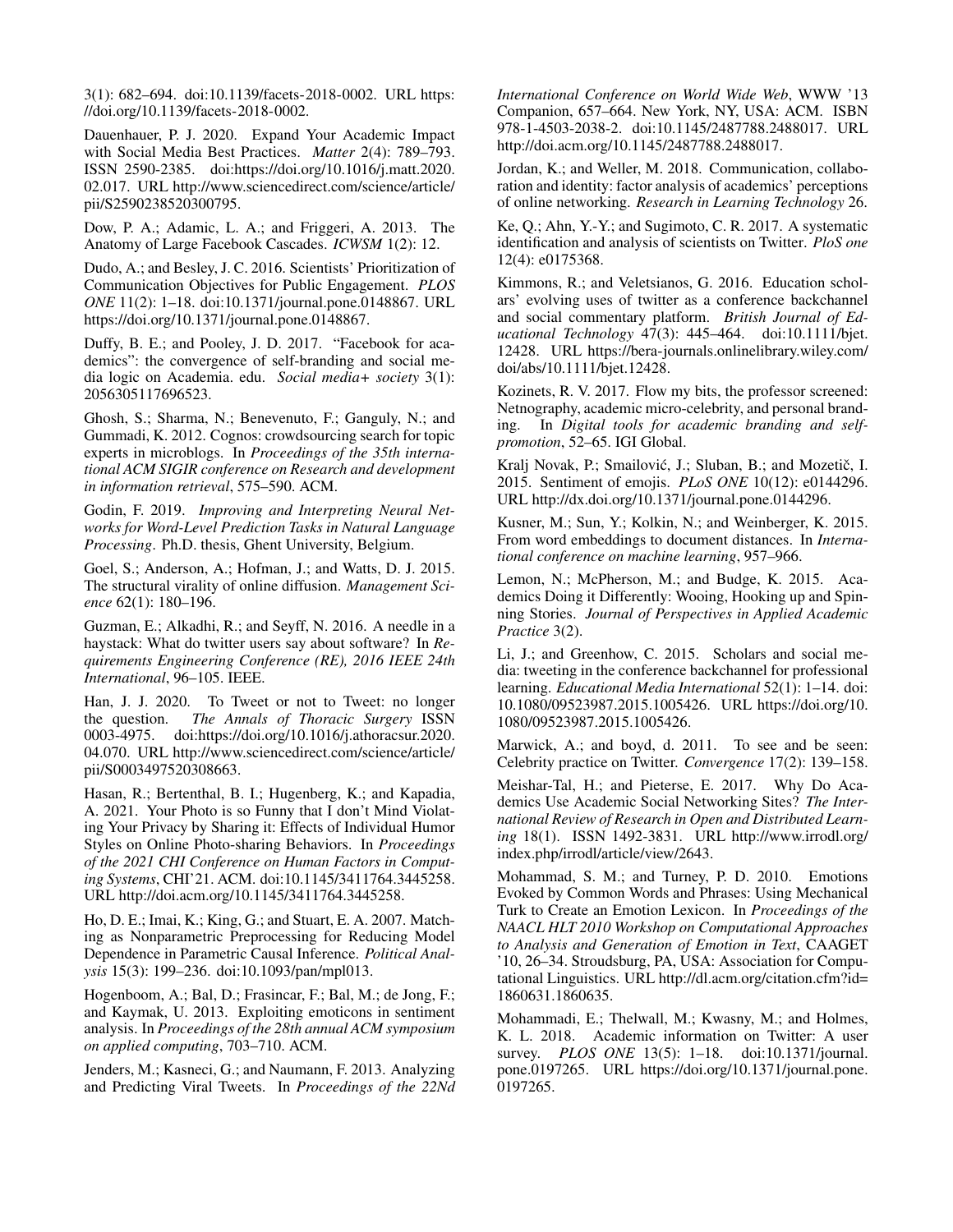3(1): 682–694. doi:10.1139/facets-2018-0002. URL https://doi.org/10.1139/facets-2018-0002.

Dauenhauer, P. J. 2020. Expand Your Academic Impact with Social Media Best Practices. *Matter* 2(4): 789–793. ISSN 2590-2385. doi:https://doi.org/10.1016/j.matt.2020.02.017. URL http://www.sciencedirect.com/science/article/pii/S2590238520300795.

Dow, P. A.; Adamic, L. A.; and Friggeri, A. 2013. The Anatomy of Large Facebook Cascades. *ICWSM* 1(2): 12.

Dudo, A.; and Besley, J. C. 2016. Scientists' Prioritization of Communication Objectives for Public Engagement. *PLOS ONE* 11(2): 1–18. doi:10.1371/journal.pone.0148867. URL https://doi.org/10.1371/journal.pone.0148867.

Duffy, B. E.; and Pooley, J. D. 2017. "Facebook for academics": the convergence of self-branding and social media logic on Academia. edu. *Social media+ society* 3(1): 2056305117696523.

Ghosh, S.; Sharma, N.; Benevenuto, F.; Ganguly, N.; and Gummadi, K. 2012. Cognos: crowdsourcing search for topic experts in microblogs. In *Proceedings of the 35th international ACM SIGIR conference on Research and development in information retrieval*, 575–590. ACM.

Godin, F. 2019. *Improving and Interpreting Neural Networks for Word-Level Prediction Tasks in Natural Language Processing*. Ph.D. thesis, Ghent University, Belgium.

Goel, S.; Anderson, A.; Hofman, J.; and Watts, D. J. 2015. The structural virality of online diffusion. *Management Science* 62(1): 180–196.

Guzman, E.; Alkadhi, R.; and Seyff, N. 2016. A needle in a haystack: What do twitter users say about software? In *Requirements Engineering Conference (RE), 2016 IEEE 24th International*, 96–105. IEEE.

Han, J. J. 2020. To Tweet or not to Tweet: no longer the question. *The Annals of Thoracic Surgery* ISSN 0003-4975. doi:https://doi.org/10.1016/j.athoracsur.2020.04.070. URL http://www.sciencedirect.com/science/article/pii/S0003497520308663.

Hasan, R.; Bertenthal, B. I.; Hugenberg, K.; and Kapadia, A. 2021. Your Photo is so Funny that I don't Mind Violating your Privacy by Sharing it: Effects of Individual Humor Styles on Online Photo-sharing Behaviors. In *Proceedings of the 2021 CHI Conference on Human Factors in Computing Systems*, CHI'21. ACM. doi:10.1145/3411764.3445258. URL http://doi.acm.org/10.1145/3411764.3445258.

Ho, D. E.; Imai, K.; King, G.; and Stuart, E. A. 2007. Matching as Nonparametric Preprocessing for Reducing Model Dependence in Parametric Causal Inference. *Political Analysis* 15(3): 199–236. doi:10.1093/pan/mpl013.

Hogenboom, A.; Bal, D.; Frasincar, F.; Bal, M.; de Jong, F.; and Kaymak, U. 2013. Exploiting emoticons in sentiment analysis. In *Proceedings of the 28th annual ACM symposium on applied computing*, 703–710. ACM.

Jenders, M.; Kasneci, G.; and Naumann, F. 2013. Analyzing and Predicting Viral Tweets. In *Proceedings of the 22Nd International Conference on World Wide Web*, WWW '13 Companion, 657–664. New York, NY, USA: ACM. ISBN 978-1-4503-2038-2. doi:10.1145/2487788.2488017. URL http://doi.acm.org/10.1145/2487788.2488017.

Jordan, K.; and Weller, M. 2018. Communication, collaboration and identity: factor analysis of academics' perceptions of online networking. *Research in Learning Technology* 26.

Ke, Q.; Ahn, Y.-Y.; and Sugimoto, C. R. 2017. A systematic identification and analysis of scientists on Twitter. *PloS one* 12(4): e0175368.

Kimmons, R.; and Veletsianos, G. 2016. Education scholars' evolving uses of twitter as a conference backchannel and social commentary platform. *British Journal of Educational Technology* 47(3): 445–464. doi:10.1111/bjet.12428. URL https://bera-journals.onlinelibrary.wiley.com/doi/abs/10.1111/bjet.12428.

Kozinets, R. V. 2017. Flow my bits, the professor screened: Netnography, academic micro-celebrity, and personal branding. In *Digital tools for academic branding and self-promotion*, 52–65. IGI Global.

Kralj Novak, P.; Smailović, J.; Sluban, B.; and Mozetič, I. 2015. Sentiment of emojis. *PLoS ONE* 10(12): e0144296. URL http://dx.doi.org/10.1371/journal.pone.0144296.

Kusner, M.; Sun, Y.; Kolkin, N.; and Weinberger, K. 2015. From word embeddings to document distances. In *International conference on machine learning*, 957–966.

Lemon, N.; McPherson, M.; and Budge, K. 2015. Academics Doing it Differently: Wooing, Hooking up and Spinning Stories. *Journal of Perspectives in Applied Academic Practice* 3(2).

Li, J.; and Greenhow, C. 2015. Scholars and social media: tweeting in the conference backchannel for professional learning. *Educational Media International* 52(1): 1–14. doi:10.1080/09523987.2015.1005426. URL https://doi.org/10.1080/09523987.2015.1005426.

Marwick, A.; and boyd, d. 2011. To see and be seen: Celebrity practice on Twitter. *Convergence* 17(2): 139–158.

Meishar-Tal, H.; and Pieterse, E. 2017. Why Do Academics Use Academic Social Networking Sites? *The International Review of Research in Open and Distributed Learning* 18(1). ISSN 1492-3831. URL http://www.irrodl.org/index.php/irrodl/article/view/2643.

Mohammad, S. M.; and Turney, P. D. 2010. Emotions Evoked by Common Words and Phrases: Using Mechanical Turk to Create an Emotion Lexicon. In *Proceedings of the NAACL HLT 2010 Workshop on Computational Approaches to Analysis and Generation of Emotion in Text*, CAAGET '10, 26–34. Stroudsburg, PA, USA: Association for Computational Linguistics. URL http://dl.acm.org/citation.cfm?id=1860631.1860635.

Mohammadi, E.; Thelwall, M.; Kwasny, M.; and Holmes, K. L. 2018. Academic information on Twitter: A user survey. *PLOS ONE* 13(5): 1–18. doi:10.1371/journal.pone.0197265. URL https://doi.org/10.1371/journal.pone.0197265.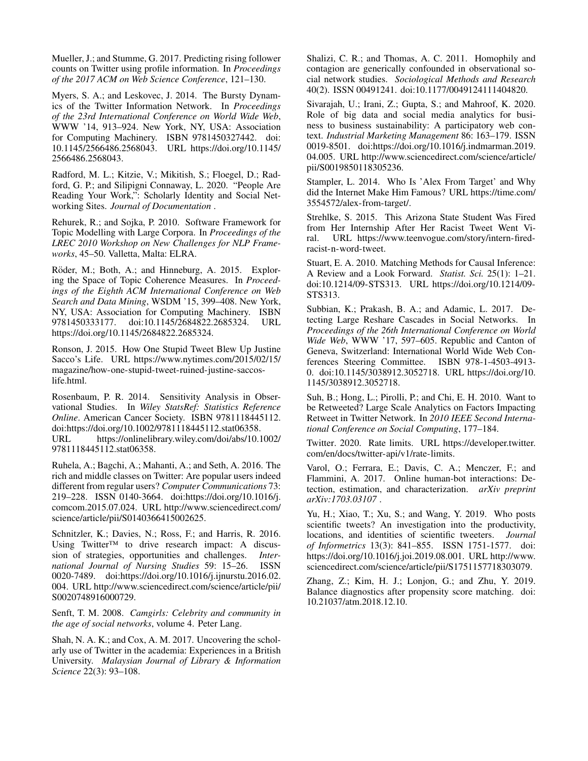Mueller, J.; and Stumme, G. 2017. Predicting rising follower counts on Twitter using profile information. In *Proceedings of the 2017 ACM on Web Science Conference*, 121–130.

Myers, S. A.; and Leskovec, J. 2014. The Bursty Dynamics of the Twitter Information Network. In *Proceedings of the 23rd International Conference on World Wide Web*, WWW '14, 913–924. New York, NY, USA: Association for Computing Machinery. ISBN 9781450327442. doi: 10.1145/2566486.2568043. URL https://doi.org/10.1145/2566486.2568043.

Radford, M. L.; Kitzie, V.; Mikitish, S.; Floegel, D.; Radford, G. P.; and Silipigni Connaway, L. 2020. "People Are Reading Your Work,": Scholarly Identity and Social Networking Sites. *Journal of Documentation* .

Rehurek, R.; and Sojka, P. 2010. Software Framework for Topic Modelling with Large Corpora. In *Proceedings of the LREC 2010 Workshop on New Challenges for NLP Frameworks*, 45–50. Valletta, Malta: ELRA.

Röder, M.; Both, A.; and Hinneburg, A. 2015. Exploring the Space of Topic Coherence Measures. In *Proceedings of the Eighth ACM International Conference on Web Search and Data Mining*, WSDM '15, 399–408. New York, NY, USA: Association for Computing Machinery. ISBN 9781450333177. doi:10.1145/2684822.2685324. URL https://doi.org/10.1145/2684822.2685324.

Ronson, J. 2015. How One Stupid Tweet Blew Up Justine Sacco's Life. URL https://www.nytimes.com/2015/02/15/magazine/how-one-stupid-tweet-ruined-justine-saccos-life.html.

Rosenbaum, P. R. 2014. Sensitivity Analysis in Observational Studies. In *Wiley StatsRef: Statistics Reference Online*. American Cancer Society. ISBN 9781118445112. doi:https://doi.org/10.1002/9781118445112.stat06358. URL https://onlinelibrary.wiley.com/doi/abs/10.1002/9781118445112.stat06358.

Ruhela, A.; Bagchi, A.; Mahanti, A.; and Seth, A. 2016. The rich and middle classes on Twitter: Are popular users indeed different from regular users? *Computer Communications* 73: 219–228. ISSN 0140-3664. doi:https://doi.org/10.1016/j.comcom.2015.07.024. URL http://www.sciencedirect.com/science/article/pii/S0140366415002625.

Schnitzler, K.; Davies, N.; Ross, F.; and Harris, R. 2016. Using Twitter™ to drive research impact: A discussion of strategies, opportunities and challenges. *International Journal of Nursing Studies* 59: 15–26. ISSN 0020-7489. doi:https://doi.org/10.1016/j.ijnurstu.2016.02.004. URL http://www.sciencedirect.com/science/article/pii/S0020748916000729.

Senft, T. M. 2008. *Camgirls: Celebrity and community in the age of social networks*, volume 4. Peter Lang.

Shah, N. A. K.; and Cox, A. M. 2017. Uncovering the scholarly use of Twitter in the academia: Experiences in a British University. *Malaysian Journal of Library & Information Science* 22(3): 93–108.

Shalizi, C. R.; and Thomas, A. C. 2011. Homophily and contagion are generically confounded in observational social network studies. *Sociological Methods and Research* 40(2). ISSN 00491241. doi:10.1177/0049124111404820.

Sivarajah, U.; Irani, Z.; Gupta, S.; and Mahroof, K. 2020. Role of big data and social media analytics for business to business sustainability: A participatory web context. *Industrial Marketing Management* 86: 163–179. ISSN 0019-8501. doi:https://doi.org/10.1016/j.indmarman.2019.04.005. URL http://www.sciencedirect.com/science/article/pii/S0019850118305236.

Stampler, L. 2014. Who Is 'Alex From Target' and Why did the Internet Make Him Famous? URL https://time.com/3554572/alex-from-target/.

Strehlke, S. 2015. This Arizona State Student Was Fired from Her Internship After Her Racist Tweet Went Viral. URL https://www.teenvogue.com/story/intern-fired-racist-n-word-tweet.

Stuart, E. A. 2010. Matching Methods for Causal Inference: A Review and a Look Forward. *Statist. Sci.* 25(1): 1–21. doi:10.1214/09-STS313. URL https://doi.org/10.1214/09-STS313.

Subbian, K.; Prakash, B. A.; and Adamic, L. 2017. Detecting Large Reshare Cascades in Social Networks. In *Proceedings of the 26th International Conference on World Wide Web*, WWW '17, 597–605. Republic and Canton of Geneva, Switzerland: International World Wide Web Conferences Steering Committee. ISBN 978-1-4503-4913-0. doi:10.1145/3038912.3052718. URL https://doi.org/10.1145/3038912.3052718.

Suh, B.; Hong, L.; Pirolli, P.; and Chi, E. H. 2010. Want to be Retweeted? Large Scale Analytics on Factors Impacting Retweet in Twitter Network. In *2010 IEEE Second International Conference on Social Computing*, 177–184.

Twitter. 2020. Rate limits. URL https://developer.twitter.com/en/docs/twitter-api/v1/rate-limits.

Varol, O.; Ferrara, E.; Davis, C. A.; Menczer, F.; and Flammini, A. 2017. Online human-bot interactions: Detection, estimation, and characterization. *arXiv preprint arXiv:1703.03107* .

Yu, H.; Xiao, T.; Xu, S.; and Wang, Y. 2019. Who posts scientific tweets? An investigation into the productivity, locations, and identities of scientific tweeters. *Journal of Informetrics* 13(3): 841–855. ISSN 1751-1577. doi:https://doi.org/10.1016/j.joi.2019.08.001. URL http://www.sciencedirect.com/science/article/pii/S1751157718303079.

Zhang, Z.; Kim, H. J.; Lonjon, G.; and Zhu, Y. 2019. Balance diagnostics after propensity score matching. doi:10.21037/atm.2018.12.10.